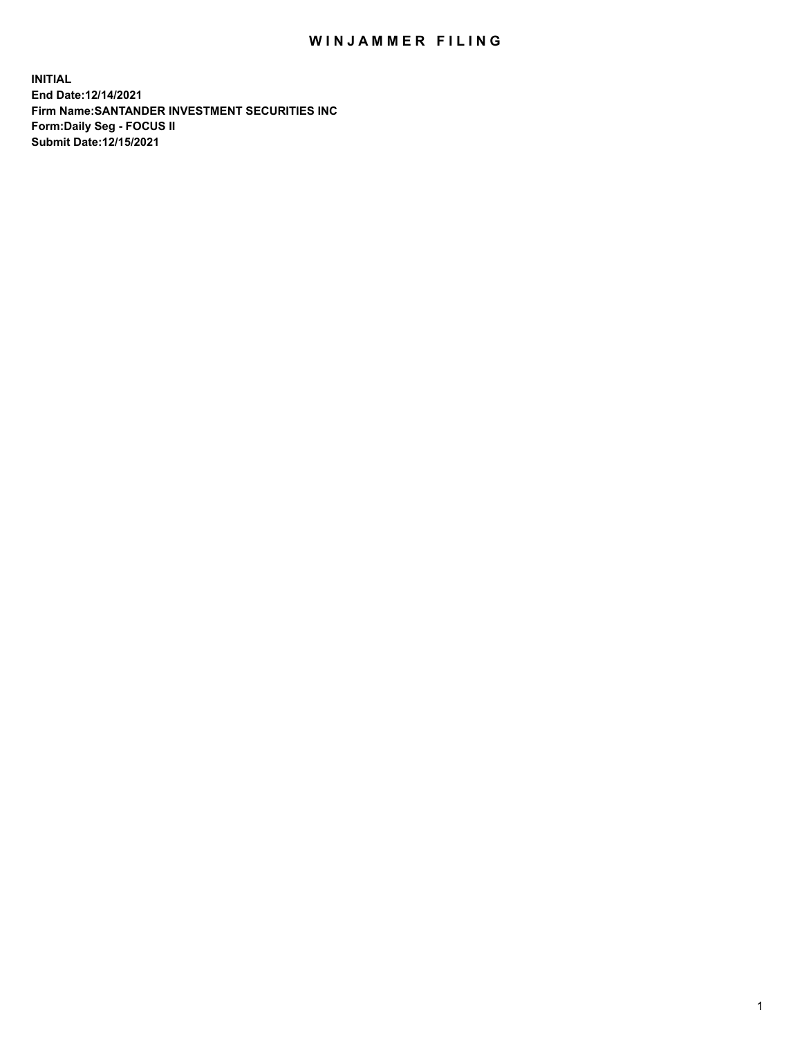# WINJAMMER FILING

**INITIAL**
**End Date:12/14/2021**
**Firm Name:SANTANDER INVESTMENT SECURITIES INC**
**Form:Daily Seg - FOCUS II**
**Submit Date:12/15/2021**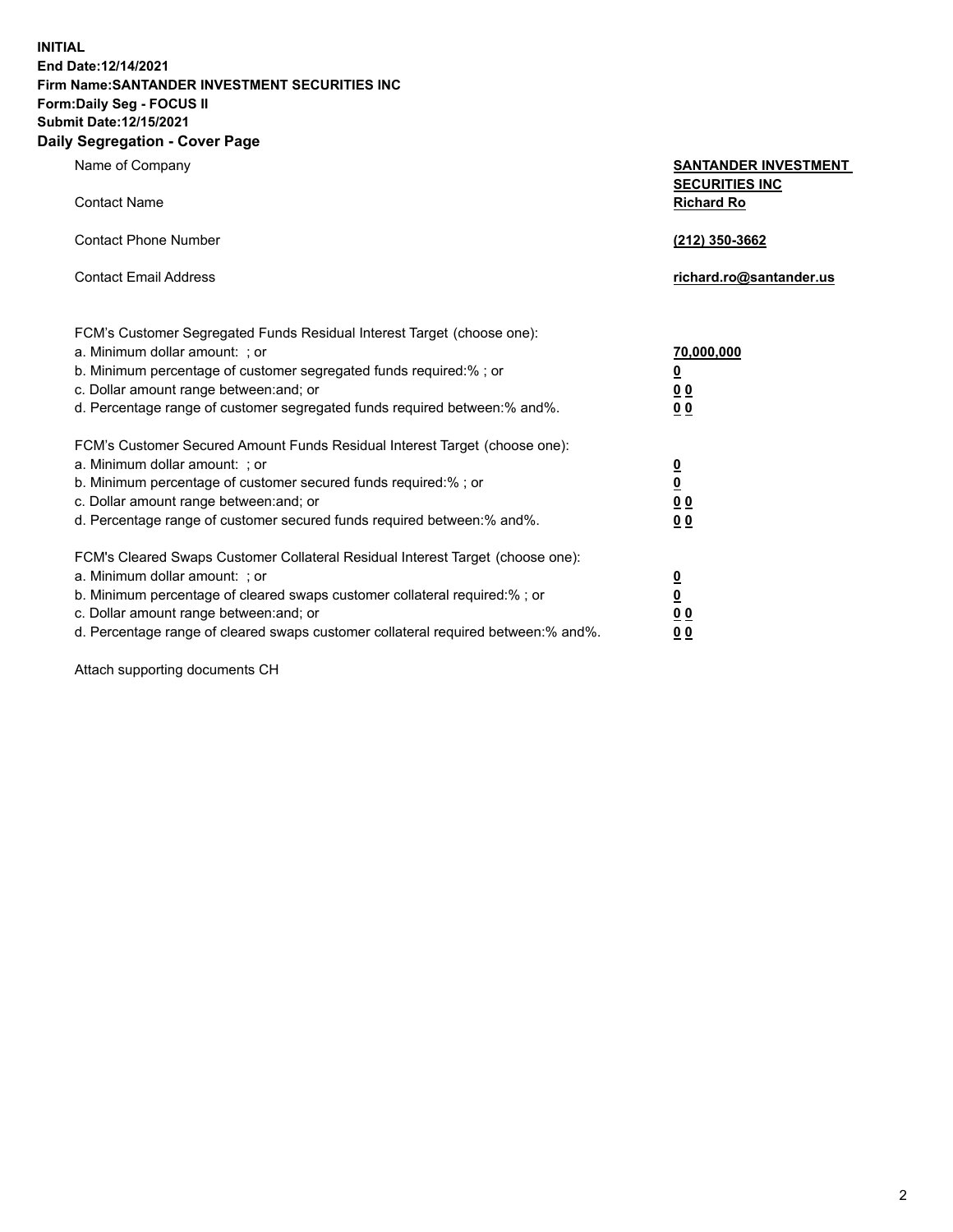**INITIAL**
**End Date:12/14/2021**
**Firm Name:SANTANDER INVESTMENT SECURITIES INC**
**Form:Daily Seg - FOCUS II**
**Submit Date:12/15/2021**

## Daily Segregation - Cover Page

| | |
|---|---|
| Name of Company | **SANTANDER INVESTMENT SECURITIES INC** |
| Contact Name | **Richard Ro** |
| Contact Phone Number | **(212) 350-3662** |
| Contact Email Address | **richard.ro@santander.us** |

| | |
|---|---|
| FCM's Customer Segregated Funds Residual Interest Target (choose one): | |
| a. Minimum dollar amount: ; or | **70,000,000** |
| b. Minimum percentage of customer segregated funds required:% ; or | **0** |
| c. Dollar amount range between:and; or | **0 0** |
| d. Percentage range of customer segregated funds required between:% and%. | **0 0** |
| FCM's Customer Secured Amount Funds Residual Interest Target (choose one): | |
| a. Minimum dollar amount: ; or | **0** |
| b. Minimum percentage of customer secured funds required:% ; or | **0** |
| c. Dollar amount range between:and; or | **0 0** |
| d. Percentage range of customer secured funds required between:% and%. | **0 0** |
| FCM's Cleared Swaps Customer Collateral Residual Interest Target (choose one): | |
| a. Minimum dollar amount: ; or | **0** |
| b. Minimum percentage of cleared swaps customer collateral required:% ; or | **0** |
| c. Dollar amount range between:and; or | **0 0** |
| d. Percentage range of cleared swaps customer collateral required between:% and%. | **0 0** |

Attach supporting documents CH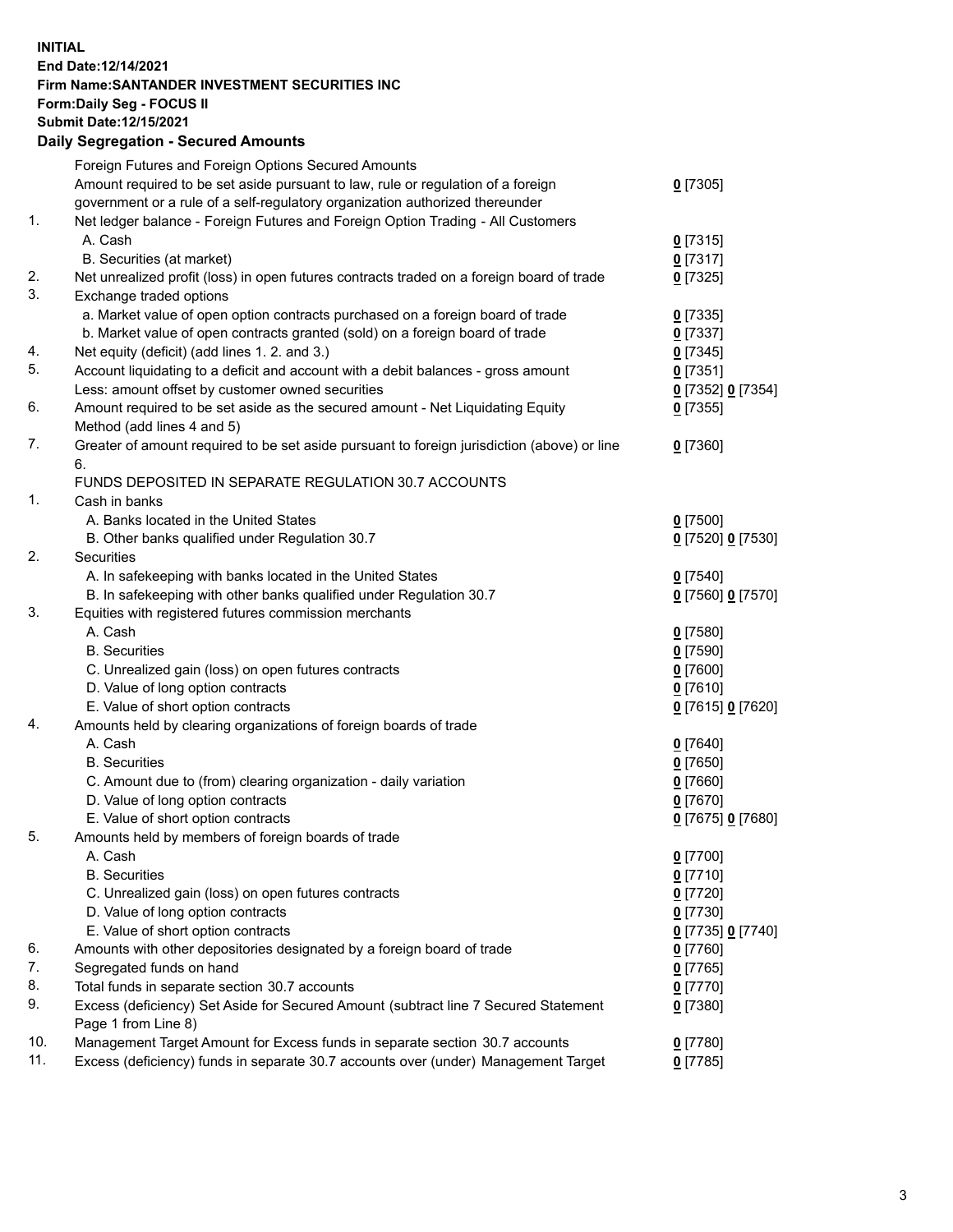**INITIAL**
**End Date:12/14/2021**
**Firm Name:SANTANDER INVESTMENT SECURITIES INC**
**Form:Daily Seg - FOCUS II**
**Submit Date:12/15/2021**

## Daily Segregation - Secured Amounts

| | | |
|---|---|---|
| | Foreign Futures and Foreign Options Secured Amounts | |
| | Amount required to be set aside pursuant to law, rule or regulation of a foreign government or a rule of a self-regulatory organization authorized thereunder | **0** [7305] |
| 1. | Net ledger balance - Foreign Futures and Foreign Option Trading - All Customers | |
| | A. Cash | **0** [7315] |
| | B. Securities (at market) | **0** [7317] |
| 2. | Net unrealized profit (loss) in open futures contracts traded on a foreign board of trade | **0** [7325] |
| 3. | Exchange traded options | |
| | a. Market value of open option contracts purchased on a foreign board of trade | **0** [7335] |
| | b. Market value of open contracts granted (sold) on a foreign board of trade | **0** [7337] |
| 4. | Net equity (deficit) (add lines 1. 2. and 3.) | **0** [7345] |
| 5. | Account liquidating to a deficit and account with a debit balances - gross amount | **0** [7351] |
| | Less: amount offset by customer owned securities | **0** [7352] **0** [7354] |
| 6. | Amount required to be set aside as the secured amount - Net Liquidating Equity Method (add lines 4 and 5) | **0** [7355] |
| 7. | Greater of amount required to be set aside pursuant to foreign jurisdiction (above) or line 6. | **0** [7360] |
| | FUNDS DEPOSITED IN SEPARATE REGULATION 30.7 ACCOUNTS | |
| 1. | Cash in banks | |
| | A. Banks located in the United States | **0** [7500] |
| | B. Other banks qualified under Regulation 30.7 | **0** [7520] **0** [7530] |
| 2. | Securities | |
| | A. In safekeeping with banks located in the United States | **0** [7540] |
| | B. In safekeeping with other banks qualified under Regulation 30.7 | **0** [7560] **0** [7570] |
| 3. | Equities with registered futures commission merchants | |
| | A. Cash | **0** [7580] |
| | B. Securities | **0** [7590] |
| | C. Unrealized gain (loss) on open futures contracts | **0** [7600] |
| | D. Value of long option contracts | **0** [7610] |
| | E. Value of short option contracts | **0** [7615] **0** [7620] |
| 4. | Amounts held by clearing organizations of foreign boards of trade | |
| | A. Cash | **0** [7640] |
| | B. Securities | **0** [7650] |
| | C. Amount due to (from) clearing organization - daily variation | **0** [7660] |
| | D. Value of long option contracts | **0** [7670] |
| | E. Value of short option contracts | **0** [7675] **0** [7680] |
| 5. | Amounts held by members of foreign boards of trade | |
| | A. Cash | **0** [7700] |
| | B. Securities | **0** [7710] |
| | C. Unrealized gain (loss) on open futures contracts | **0** [7720] |
| | D. Value of long option contracts | **0** [7730] |
| | E. Value of short option contracts | **0** [7735] **0** [7740] |
| 6. | Amounts with other depositories designated by a foreign board of trade | **0** [7760] |
| 7. | Segregated funds on hand | **0** [7765] |
| 8. | Total funds in separate section 30.7 accounts | **0** [7770] |
| 9. | Excess (deficiency) Set Aside for Secured Amount (subtract line 7 Secured Statement Page 1 from Line 8) | **0** [7380] |
| 10. | Management Target Amount for Excess funds in separate section 30.7 accounts | **0** [7780] |
| 11. | Excess (deficiency) funds in separate 30.7 accounts over (under) Management Target | **0** [7785] |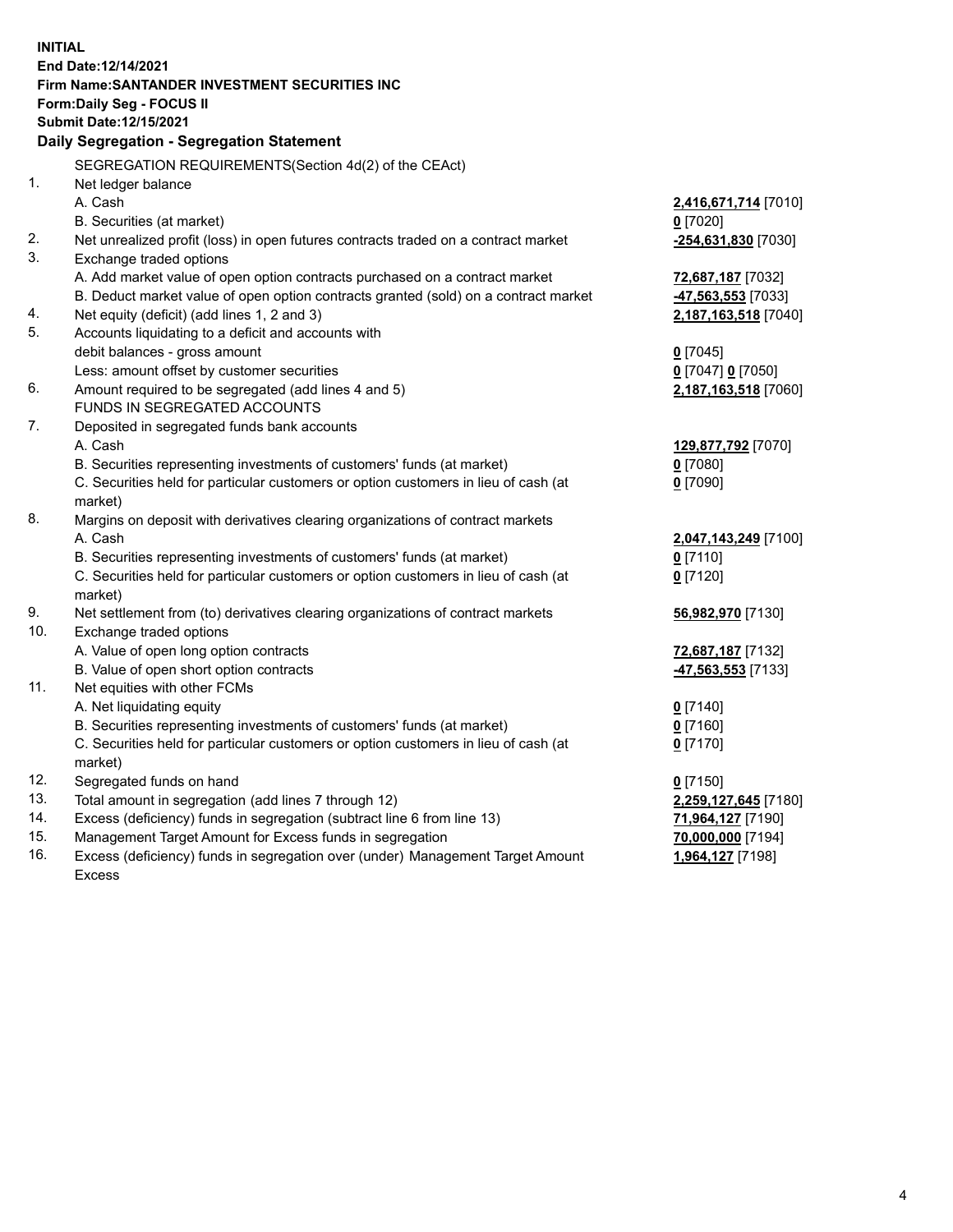**INITIAL**
**End Date:12/14/2021**
**Firm Name:SANTANDER INVESTMENT SECURITIES INC**
**Form:Daily Seg - FOCUS II**
**Submit Date:12/15/2021**

## Daily Segregation - Segregation Statement

SEGREGATION REQUIREMENTS(Section 4d(2) of the CEAct)

| | | |
|---|---|---|
| 1. | Net ledger balance | |
| | A. Cash | **2,416,671,714** [7010] |
| | B. Securities (at market) | **0** [7020] |
| 2. | Net unrealized profit (loss) in open futures contracts traded on a contract market | **-254,631,830** [7030] |
| 3. | Exchange traded options | |
| | A. Add market value of open option contracts purchased on a contract market | **72,687,187** [7032] |
| | B. Deduct market value of open option contracts granted (sold) on a contract market | **-47,563,553** [7033] |
| 4. | Net equity (deficit) (add lines 1, 2 and 3) | **2,187,163,518** [7040] |
| 5. | Accounts liquidating to a deficit and accounts with debit balances - gross amount | **0** [7045] |
| | Less: amount offset by customer securities | **0** [7047] **0** [7050] |
| 6. | Amount required to be segregated (add lines 4 and 5) | **2,187,163,518** [7060] |
| | FUNDS IN SEGREGATED ACCOUNTS | |
| 7. | Deposited in segregated funds bank accounts | |
| | A. Cash | **129,877,792** [7070] |
| | B. Securities representing investments of customers' funds (at market) | **0** [7080] |
| | C. Securities held for particular customers or option customers in lieu of cash (at market) | **0** [7090] |
| 8. | Margins on deposit with derivatives clearing organizations of contract markets | |
| | A. Cash | **2,047,143,249** [7100] |
| | B. Securities representing investments of customers' funds (at market) | **0** [7110] |
| | C. Securities held for particular customers or option customers in lieu of cash (at market) | **0** [7120] |
| 9. | Net settlement from (to) derivatives clearing organizations of contract markets | **56,982,970** [7130] |
| 10. | Exchange traded options | |
| | A. Value of open long option contracts | **72,687,187** [7132] |
| | B. Value of open short option contracts | **-47,563,553** [7133] |
| 11. | Net equities with other FCMs | |
| | A. Net liquidating equity | **0** [7140] |
| | B. Securities representing investments of customers' funds (at market) | **0** [7160] |
| | C. Securities held for particular customers or option customers in lieu of cash (at market) | **0** [7170] |
| 12. | Segregated funds on hand | **0** [7150] |
| 13. | Total amount in segregation (add lines 7 through 12) | **2,259,127,645** [7180] |
| 14. | Excess (deficiency) funds in segregation (subtract line 6 from line 13) | **71,964,127** [7190] |
| 15. | Management Target Amount for Excess funds in segregation | **70,000,000** [7194] |
| 16. | Excess (deficiency) funds in segregation over (under) Management Target Amount Excess | **1,964,127** [7198] |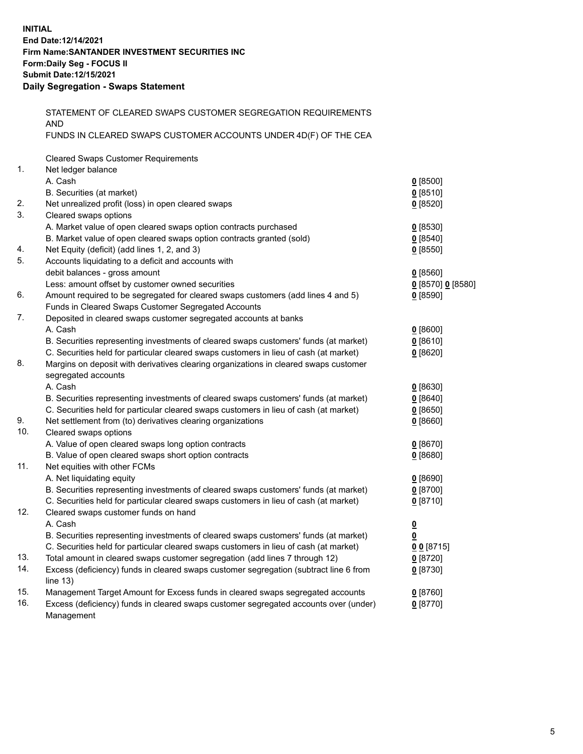**INITIAL**
**End Date:12/14/2021**
**Firm Name:SANTANDER INVESTMENT SECURITIES INC**
**Form:Daily Seg - FOCUS II**
**Submit Date:12/15/2021**
**Daily Segregation - Swaps Statement**

STATEMENT OF CLEARED SWAPS CUSTOMER SEGREGATION REQUIREMENTS
AND
FUNDS IN CLEARED SWAPS CUSTOMER ACCOUNTS UNDER 4D(F) OF THE CEA

| | | |
|---|---|---|
| | Cleared Swaps Customer Requirements | |
| 1. | Net ledger balance | |
| | A. Cash | 0 [8500] |
| | B. Securities (at market) | 0 [8510] |
| 2. | Net unrealized profit (loss) in open cleared swaps | 0 [8520] |
| 3. | Cleared swaps options | |
| | A. Market value of open cleared swaps option contracts purchased | 0 [8530] |
| | B. Market value of open cleared swaps option contracts granted (sold) | 0 [8540] |
| 4. | Net Equity (deficit) (add lines 1, 2, and 3) | 0 [8550] |
| 5. | Accounts liquidating to a deficit and accounts with | |
| | debit balances - gross amount | 0 [8560] |
| | Less: amount offset by customer owned securities | 0 [8570] 0 [8580] |
| 6. | Amount required to be segregated for cleared swaps customers (add lines 4 and 5) | 0 [8590] |
| | Funds in Cleared Swaps Customer Segregated Accounts | |
| 7. | Deposited in cleared swaps customer segregated accounts at banks | |
| | A. Cash | 0 [8600] |
| | B. Securities representing investments of cleared swaps customers' funds (at market) | 0 [8610] |
| | C. Securities held for particular cleared swaps customers in lieu of cash (at market) | 0 [8620] |
| 8. | Margins on deposit with derivatives clearing organizations in cleared swaps customer segregated accounts | |
| | A. Cash | 0 [8630] |
| | B. Securities representing investments of cleared swaps customers' funds (at market) | 0 [8640] |
| | C. Securities held for particular cleared swaps customers in lieu of cash (at market) | 0 [8650] |
| 9. | Net settlement from (to) derivatives clearing organizations | 0 [8660] |
| 10. | Cleared swaps options | |
| | A. Value of open cleared swaps long option contracts | 0 [8670] |
| | B. Value of open cleared swaps short option contracts | 0 [8680] |
| 11. | Net equities with other FCMs | |
| | A. Net liquidating equity | 0 [8690] |
| | B. Securities representing investments of cleared swaps customers' funds (at market) | 0 [8700] |
| | C. Securities held for particular cleared swaps customers in lieu of cash (at market) | 0 [8710] |
| 12. | Cleared swaps customer funds on hand | |
| | A. Cash | 0 |
| | B. Securities representing investments of cleared swaps customers' funds (at market) | 0 |
| | C. Securities held for particular cleared swaps customers in lieu of cash (at market) | 0 0 [8715] |
| 13. | Total amount in cleared swaps customer segregation (add lines 7 through 12) | 0 [8720] |
| 14. | Excess (deficiency) funds in cleared swaps customer segregation (subtract line 6 from line 13) | 0 [8730] |
| 15. | Management Target Amount for Excess funds in cleared swaps segregated accounts | 0 [8760] |
| 16. | Excess (deficiency) funds in cleared swaps customer segregated accounts over (under) Management | 0 [8770] |